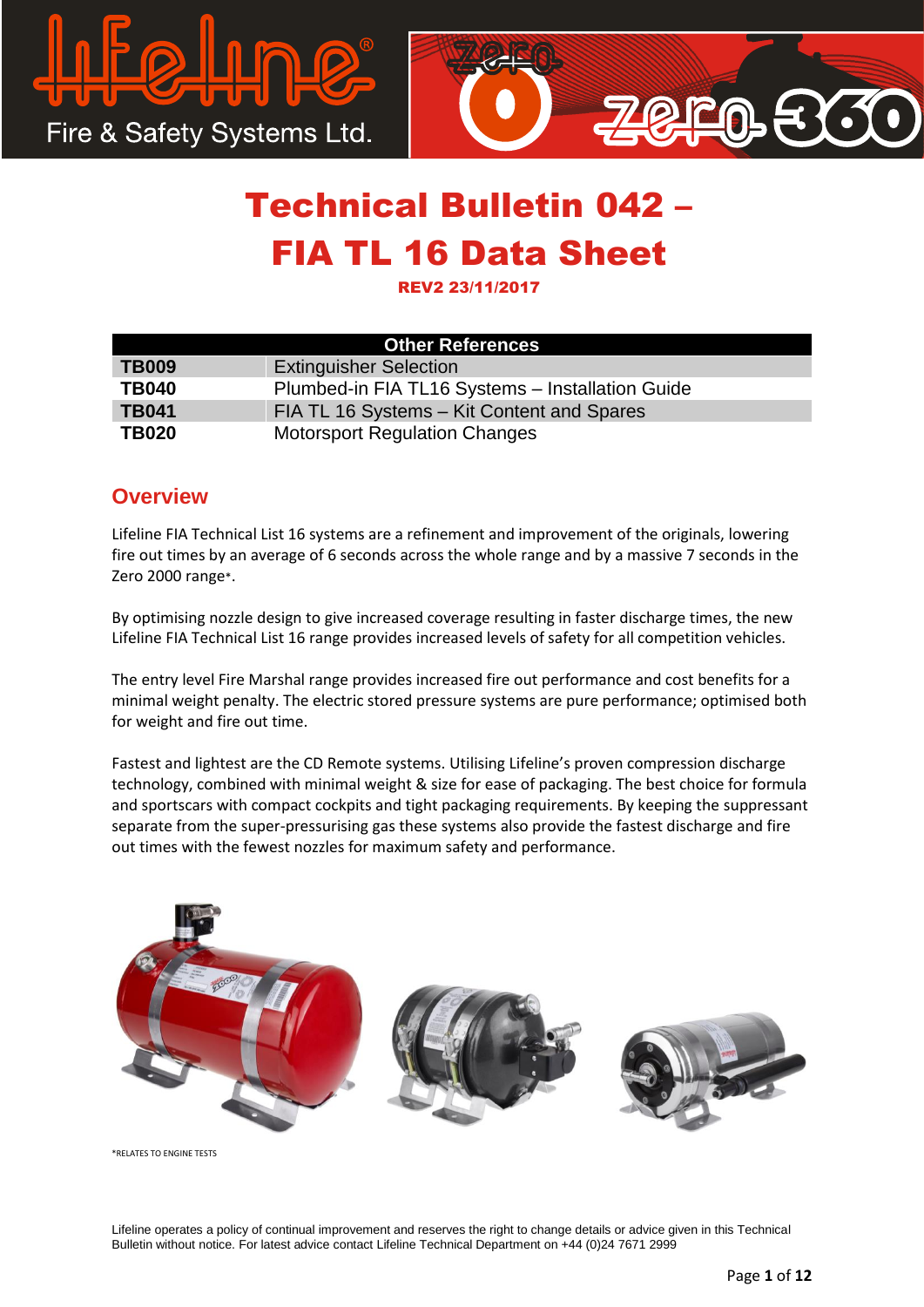# Technical Bulletin 042 – FIA TL 16 Data Sheet

**REV2 23/11/2017**

| Other References | |
|---|---|
| **TB009** | Extinguisher Selection |
| **TB040** | Plumbed-in FIA TL16 Systems – Installation Guide |
| **TB041** | FIA TL 16 Systems – Kit Content and Spares |
| **TB020** | Motorsport Regulation Changes |

## Overview

Lifeline FIA Technical List 16 systems are a refinement and improvement of the originals, lowering fire out times by an average of 6 seconds across the whole range and by a massive 7 seconds in the Zero 2000 range*.

By optimising nozzle design to give increased coverage resulting in faster discharge times, the new Lifeline FIA Technical List 16 range provides increased levels of safety for all competition vehicles.

The entry level Fire Marshal range provides increased fire out performance and cost benefits for a minimal weight penalty. The electric stored pressure systems are pure performance; optimised both for weight and fire out time.

Fastest and lightest are the CD Remote systems. Utilising Lifeline's proven compression discharge technology, combined with minimal weight & size for ease of packaging. The best choice for formula and sportscars with compact cockpits and tight packaging requirements. By keeping the suppressant separate from the super-pressurising gas these systems also provide the fastest discharge and fire out times with the fewest nozzles for maximum safety and performance.

*RELATES TO ENGINE TESTS

Lifeline operates a policy of continual improvement and reserves the right to change details or advice given in this Technical Bulletin without notice. For latest advice contact Lifeline Technical Department on +44 (0)24 7671 2999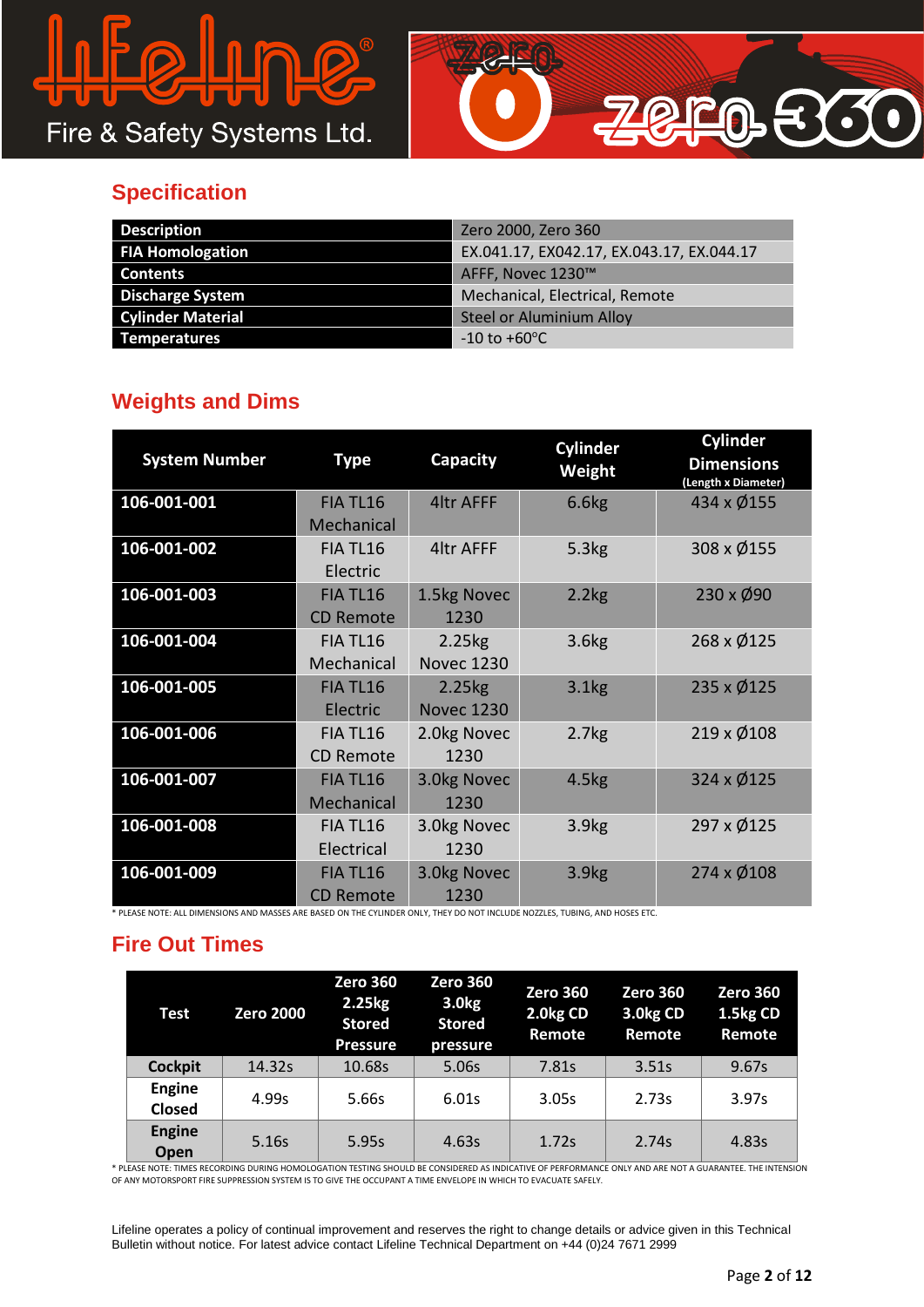## Specification

| Description | Zero 2000, Zero 360 |
|---|---|
| FIA Homologation | EX.041.17, EX042.17, EX.043.17, EX.044.17 |
| Contents | AFFF, Novec 1230™ |
| Discharge System | Mechanical, Electrical, Remote |
| Cylinder Material | Steel or Aluminium Alloy |
| Temperatures | -10 to +60°C |

## Weights and Dims

| System Number | Type | Capacity | Cylinder Weight | Cylinder Dimensions (Length x Diameter) |
|---|---|---|---|---|
| 106-001-001 | FIA TL16 Mechanical | 4ltr AFFF | 6.6kg | 434 x Ø155 |
| 106-001-002 | FIA TL16 Electric | 4ltr AFFF | 5.3kg | 308 x Ø155 |
| 106-001-003 | FIA TL16 CD Remote | 1.5kg Novec 1230 | 2.2kg | 230 x Ø90 |
| 106-001-004 | FIA TL16 Mechanical | 2.25kg Novec 1230 | 3.6kg | 268 x Ø125 |
| 106-001-005 | FIA TL16 Electric | 2.25kg Novec 1230 | 3.1kg | 235 x Ø125 |
| 106-001-006 | FIA TL16 CD Remote | 2.0kg Novec 1230 | 2.7kg | 219 x Ø108 |
| 106-001-007 | FIA TL16 Mechanical | 3.0kg Novec 1230 | 4.5kg | 324 x Ø125 |
| 106-001-008 | FIA TL16 Electrical | 3.0kg Novec 1230 | 3.9kg | 297 x Ø125 |
| 106-001-009 | FIA TL16 CD Remote | 3.0kg Novec 1230 | 3.9kg | 274 x Ø108 |

* PLEASE NOTE: ALL DIMENSIONS AND MASSES ARE BASED ON THE CYLINDER ONLY, THEY DO NOT INCLUDE NOZZLES, TUBING, AND HOSES ETC.

## Fire Out Times

| Test | Zero 2000 | Zero 360 2.25kg Stored Pressure | Zero 360 3.0kg Stored pressure | Zero 360 2.0kg CD Remote | Zero 360 3.0kg CD Remote | Zero 360 1.5kg CD Remote |
|---|---|---|---|---|---|---|
| Cockpit | 14.32s | 10.68s | 5.06s | 7.81s | 3.51s | 9.67s |
| Engine Closed | 4.99s | 5.66s | 6.01s | 3.05s | 2.73s | 3.97s |
| Engine Open | 5.16s | 5.95s | 4.63s | 1.72s | 2.74s | 4.83s |

* PLEASE NOTE: TIMES RECORDING DURING HOMOLOGATION TESTING SHOULD BE CONSIDERED AS INDICATIVE OF PERFORMANCE ONLY AND ARE NOT A GUARANTEE. THE INTENSION OF ANY MOTORSPORT FIRE SUPPRESSION SYSTEM IS TO GIVE THE OCCUPANT A TIME ENVELOPE IN WHICH TO EVACUATE SAFELY.

Lifeline operates a policy of continual improvement and reserves the right to change details or advice given in this Technical Bulletin without notice. For latest advice contact Lifeline Technical Department on +44 (0)24 7671 2999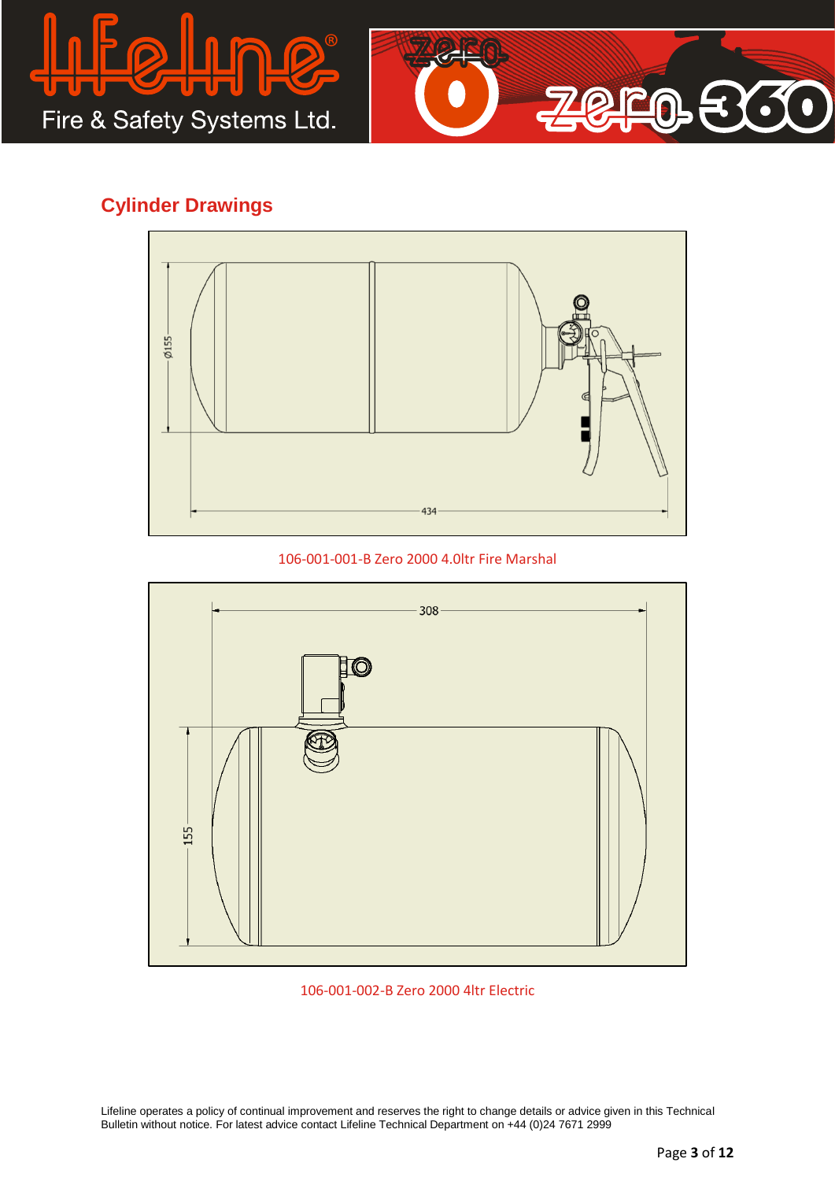## Cylinder Drawings

Ø155

434

106-001-001-B Zero 2000 4.0ltr Fire Marshal

308

155

106-001-002-B Zero 2000 4ltr Electric

Lifeline operates a policy of continual improvement and reserves the right to change details or advice given in this Technical Bulletin without notice. For latest advice contact Lifeline Technical Department on +44 (0)24 7671 2999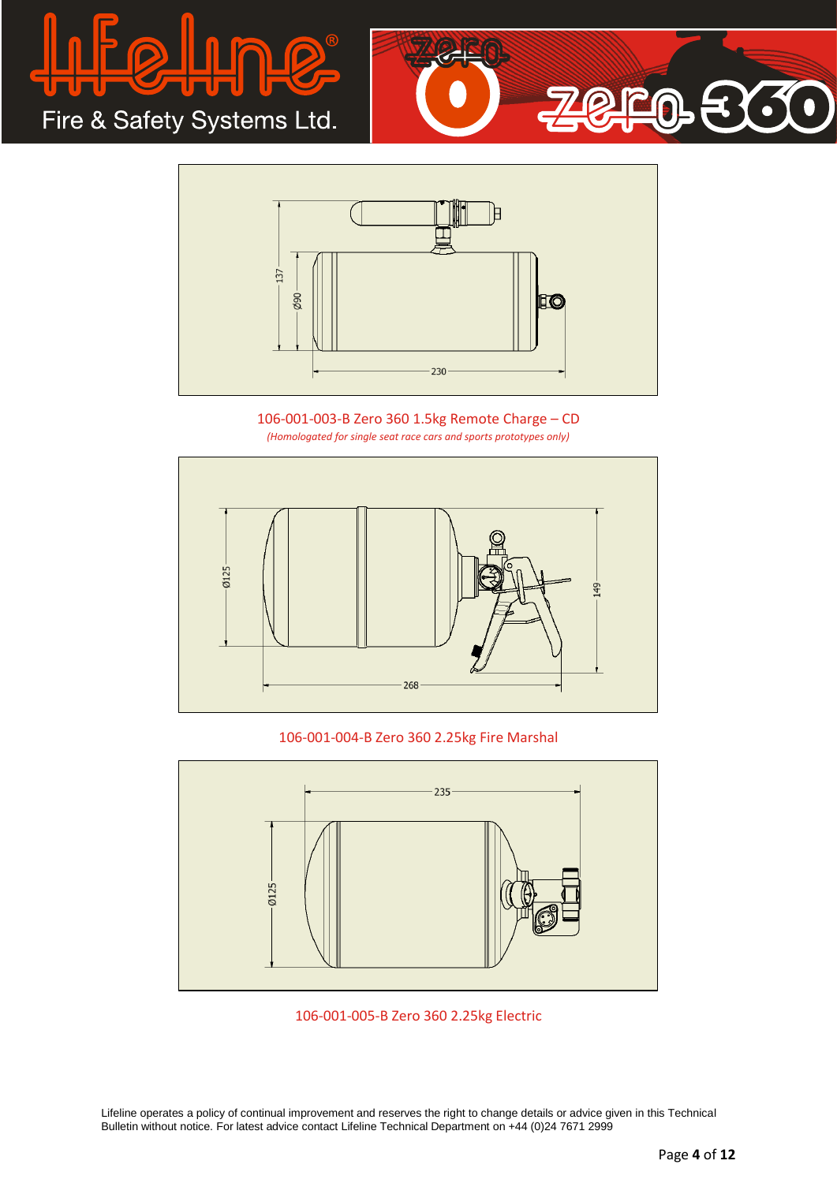106-001-003-B Zero 360 1.5kg Remote Charge – CD

*(Homologated for single seat race cars and sports prototypes only)*

106-001-004-B Zero 360 2.25kg Fire Marshal

106-001-005-B Zero 360 2.25kg Electric

Lifeline operates a policy of continual improvement and reserves the right to change details or advice given in this Technical Bulletin without notice. For latest advice contact Lifeline Technical Department on +44 (0)24 7671 2999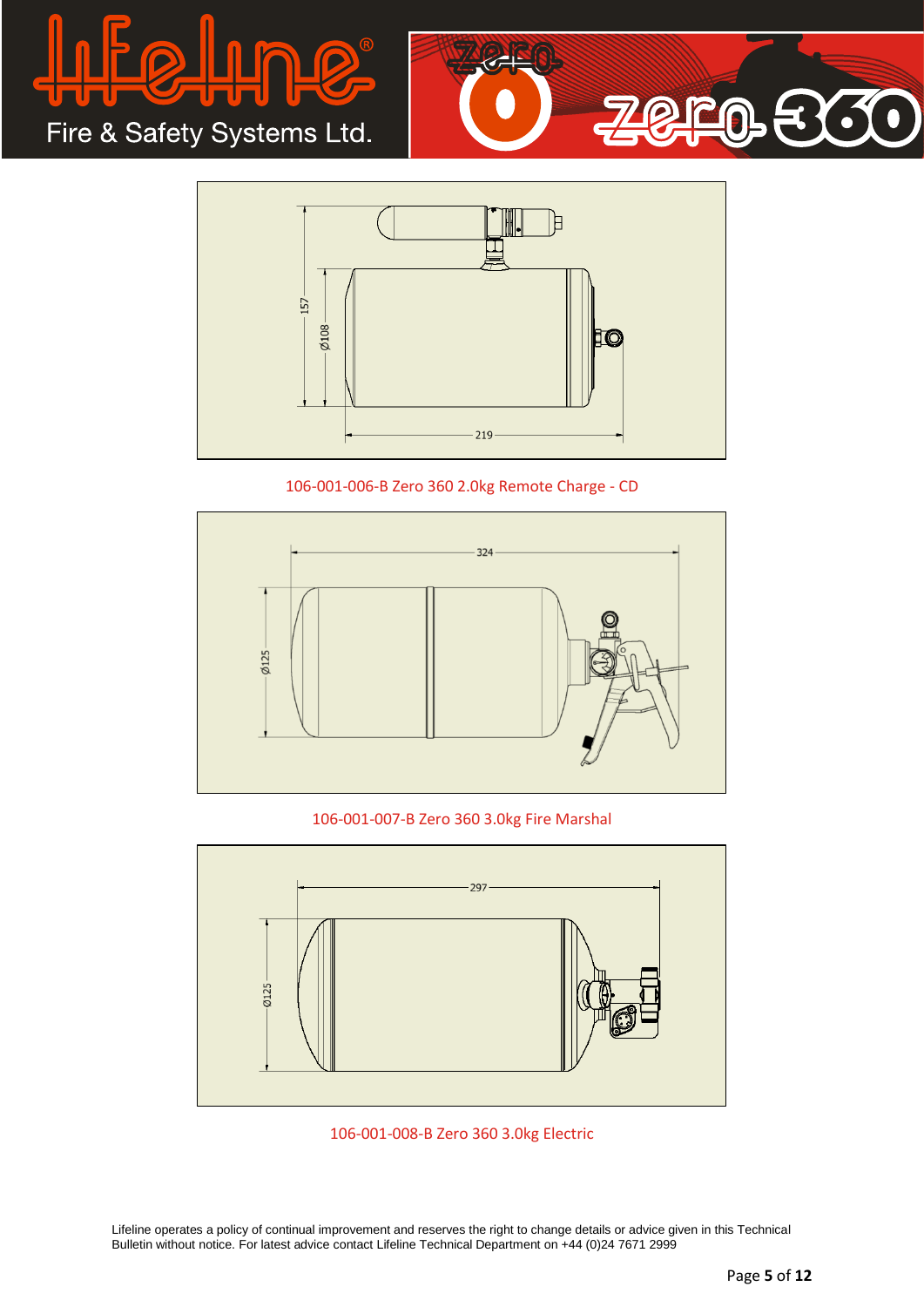106-001-006-B Zero 360 2.0kg Remote Charge - CD

106-001-007-B Zero 360 3.0kg Fire Marshal

106-001-008-B Zero 360 3.0kg Electric

Lifeline operates a policy of continual improvement and reserves the right to change details or advice given in this Technical Bulletin without notice. For latest advice contact Lifeline Technical Department on +44 (0)24 7671 2999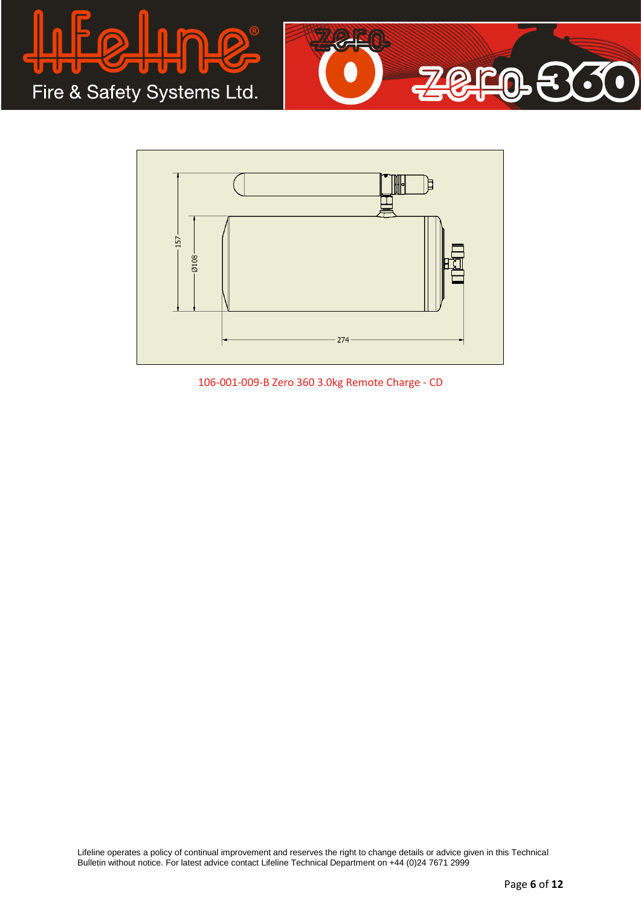106-001-009-B Zero 360 3.0kg Remote Charge - CD

Lifeline operates a policy of continual improvement and reserves the right to change details or advice given in this Technical Bulletin without notice. For latest advice contact Lifeline Technical Department on +44 (0)24 7671 2999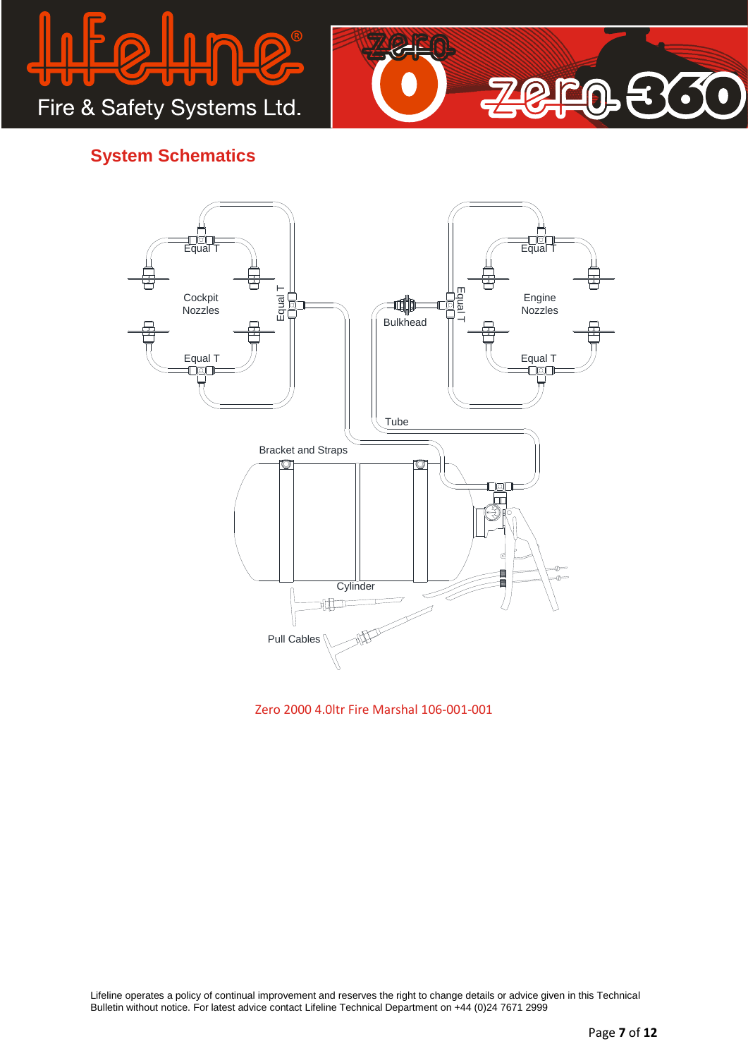## System Schematics

Zero 2000 4.0ltr Fire Marshal 106-001-001

Lifeline operates a policy of continual improvement and reserves the right to change details or advice given in this Technical Bulletin without notice. For latest advice contact Lifeline Technical Department on +44 (0)24 7671 2999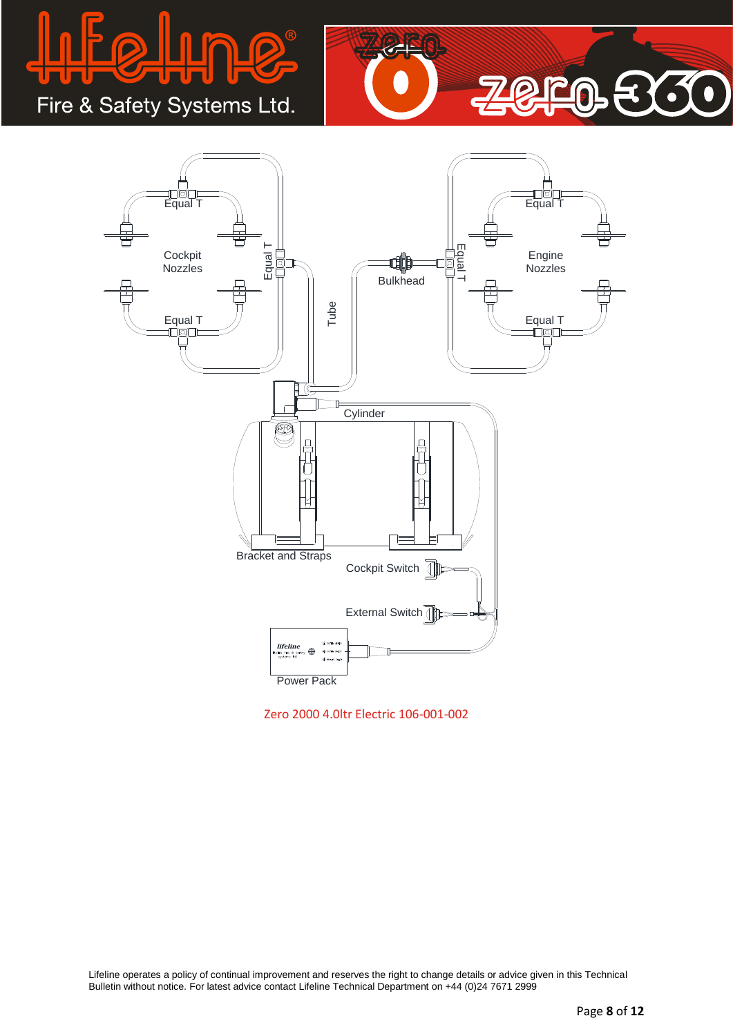Equal T

Cockpit Nozzles

Equal T

Equal T

Tube

Bulkhead

Equal T

Equal T

Engine Nozzles

Equal T

Cylinder

Bracket and Straps

Cockpit Switch

External Switch

Power Pack

Zero 2000 4.0ltr Electric 106-001-002

Lifeline operates a policy of continual improvement and reserves the right to change details or advice given in this Technical Bulletin without notice. For latest advice contact Lifeline Technical Department on +44 (0)24 7671 2999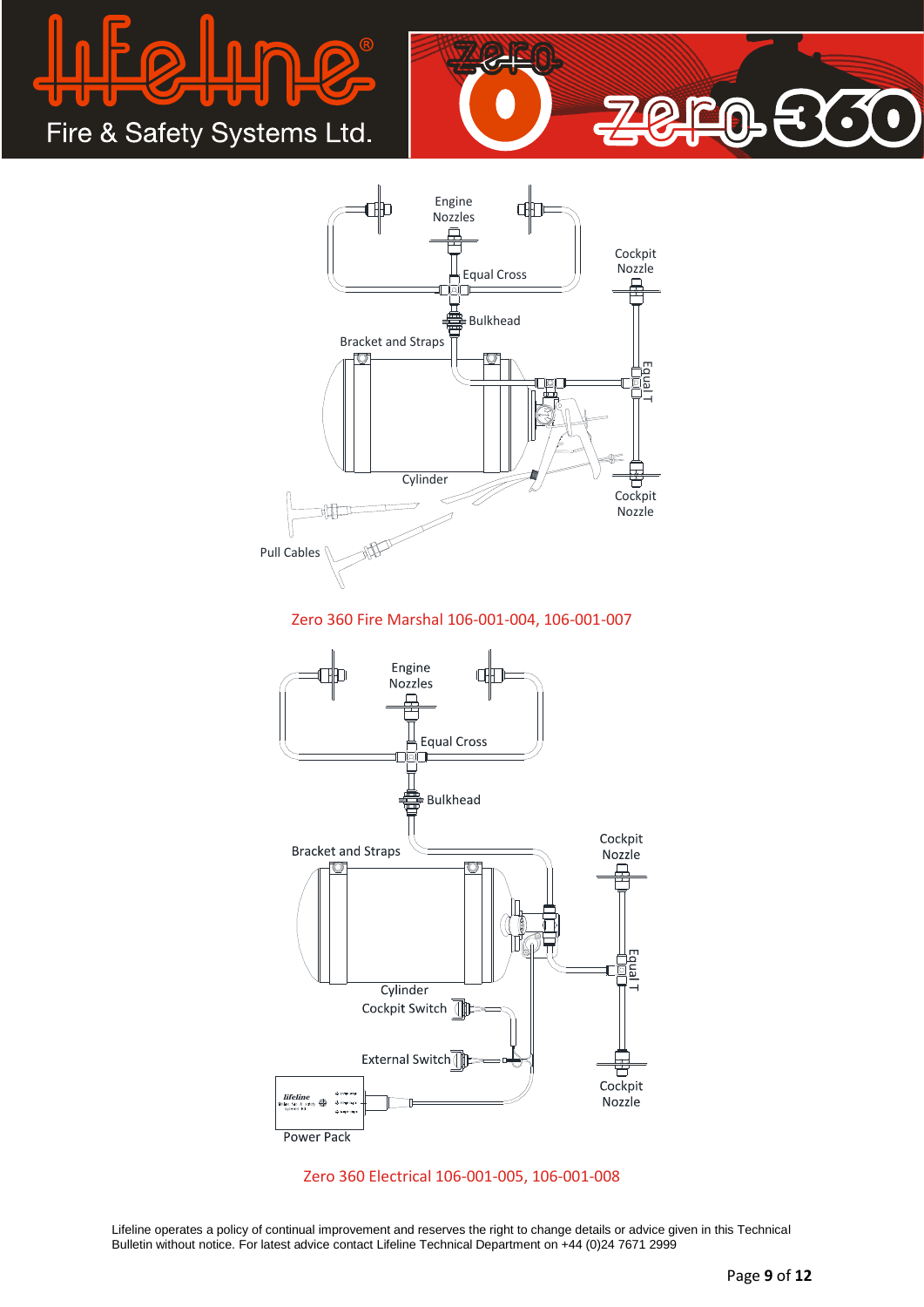Engine Nozzles

Equal Cross

Bulkhead

Bracket and Straps

Cockpit Nozzle

Equal T

Cylinder

Cockpit Nozzle

Pull Cables

Zero 360 Fire Marshal 106-001-004, 106-001-007

Engine Nozzles

Equal Cross

Bulkhead

Bracket and Straps

Cockpit Nozzle

Equal T

Cylinder

Cockpit Switch

External Switch

Cockpit Nozzle

Power Pack

Zero 360 Electrical 106-001-005, 106-001-008

Lifeline operates a policy of continual improvement and reserves the right to change details or advice given in this Technical Bulletin without notice. For latest advice contact Lifeline Technical Department on +44 (0)24 7671 2999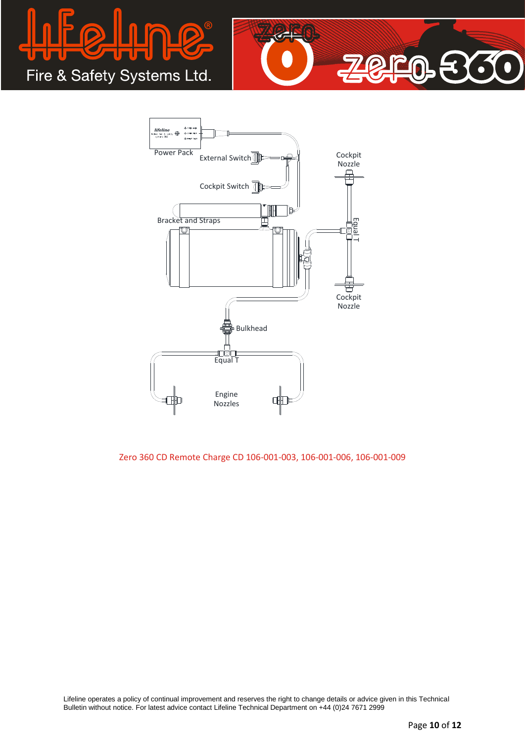Power Pack

External Switch

Cockpit Switch

Bracket and Straps

Cockpit Nozzle

Equal T

Cockpit Nozzle

Bulkhead

Equal T

Engine Nozzles

Zero 360 CD Remote Charge CD 106-001-003, 106-001-006, 106-001-009

Lifeline operates a policy of continual improvement and reserves the right to change details or advice given in this Technical Bulletin without notice. For latest advice contact Lifeline Technical Department on +44 (0)24 7671 2999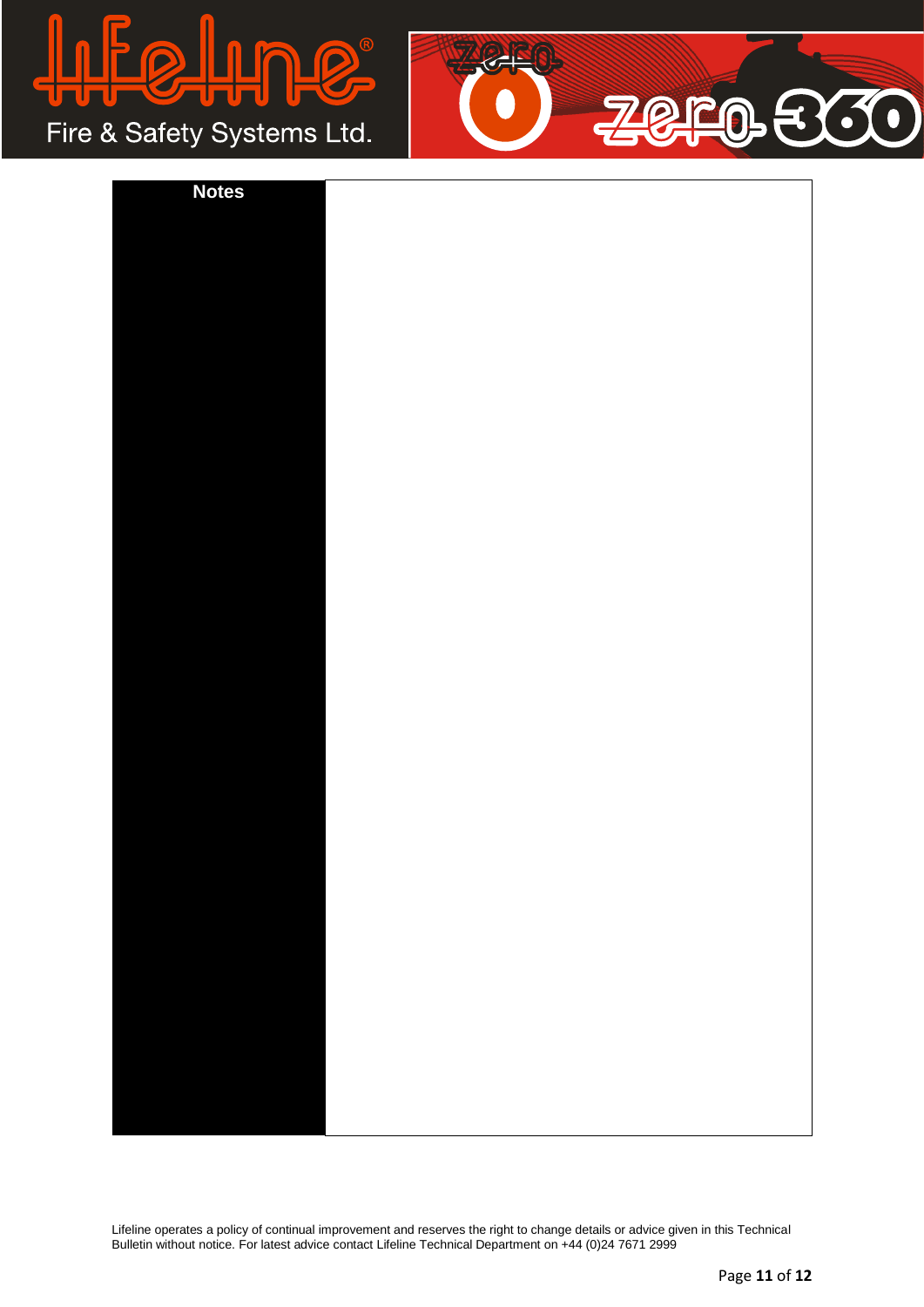| Notes | |
|---|---|
| | |

Lifeline operates a policy of continual improvement and reserves the right to change details or advice given in this Technical Bulletin without notice. For latest advice contact Lifeline Technical Department on +44 (0)24 7671 2999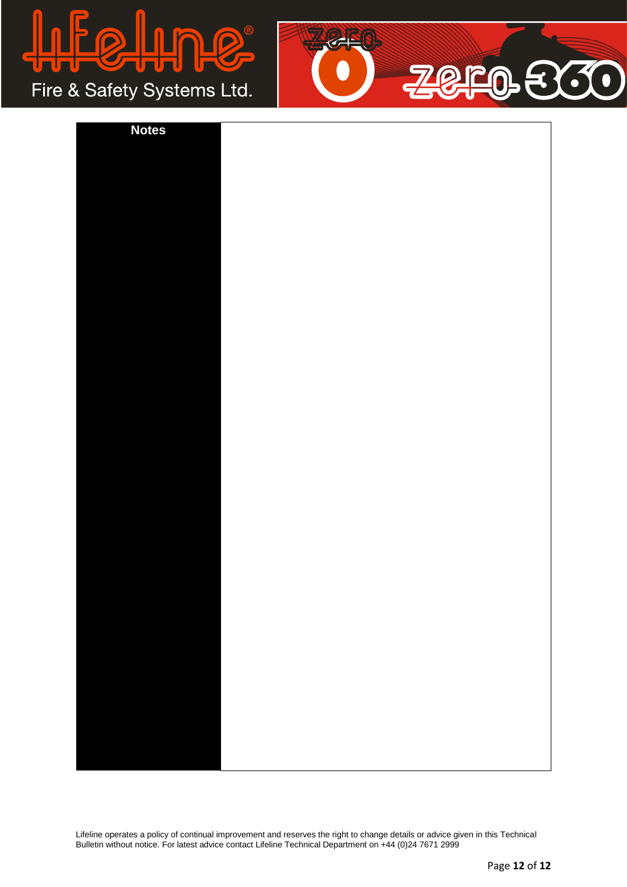| Notes | |
|---|---|
| | |

Lifeline operates a policy of continual improvement and reserves the right to change details or advice given in this Technical Bulletin without notice. For latest advice contact Lifeline Technical Department on +44 (0)24 7671 2999